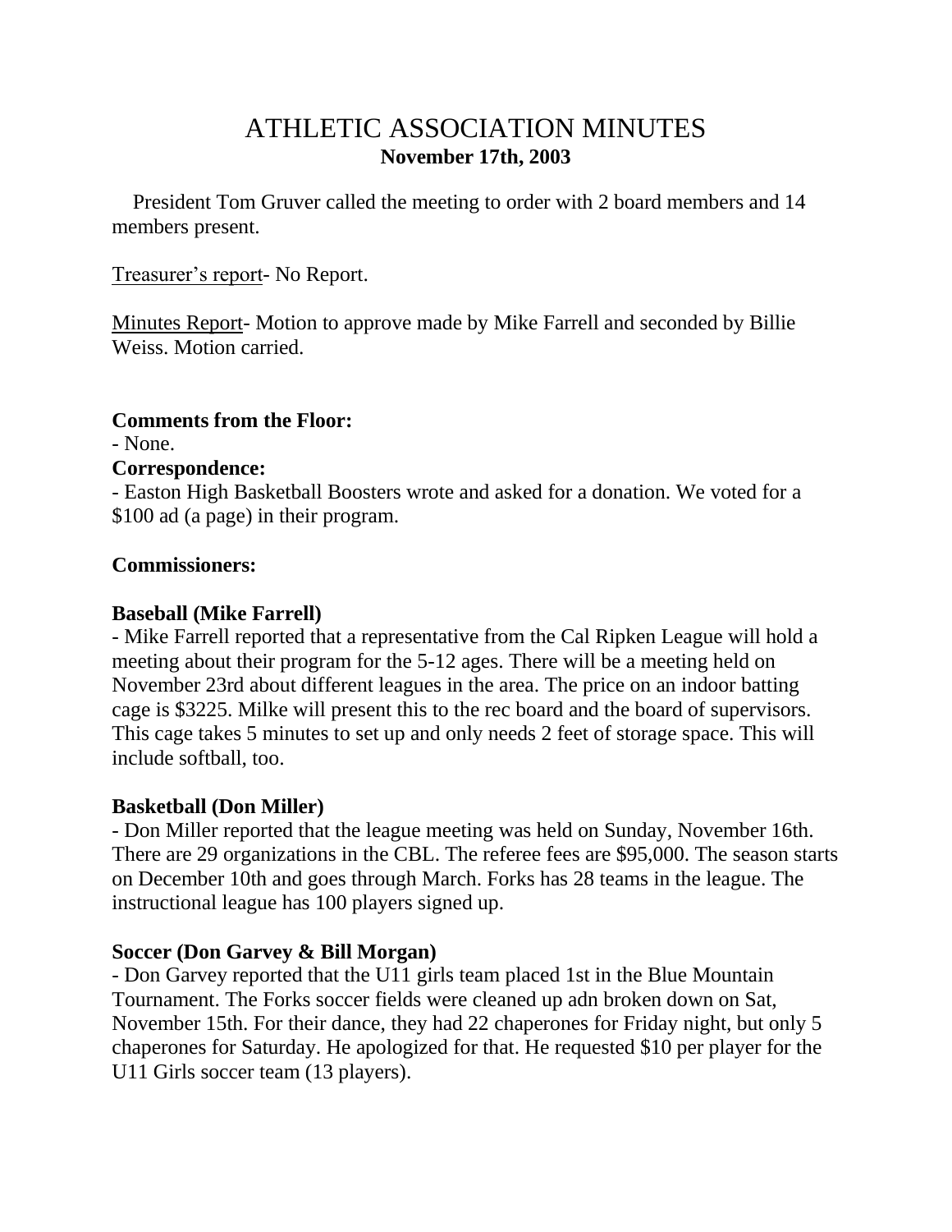# ATHLETIC ASSOCIATION MINUTES

**November 17th, 2003**

President Tom Gruver called the meeting to order with 2 board members and 14 members present.

Treasurer's report- No Report.

Minutes Report- Motion to approve made by Mike Farrell and seconded by Billie Weiss. Motion carried.

**Comments from the Floor:**

- None.

**Correspondence:**

- Easton High Basketball Boosters wrote and asked for a donation. We voted for a $100 ad (a page) in their program.

**Commissioners:**

**Baseball (Mike Farrell)**

- Mike Farrell reported that a representative from the Cal Ripken League will hold a meeting about their program for the 5-12 ages. There will be a meeting held on November 23rd about different leagues in the area. The price on an indoor batting cage is $3225. Milke will present this to the rec board and the board of supervisors. This cage takes 5 minutes to set up and only needs 2 feet of storage space. This will include softball, too.

**Basketball (Don Miller)**

- Don Miller reported that the league meeting was held on Sunday, November 16th. There are 29 organizations in the CBL. The referee fees are $95,000. The season starts on December 10th and goes through March. Forks has 28 teams in the league. The instructional league has 100 players signed up.

**Soccer (Don Garvey & Bill Morgan)**

- Don Garvey reported that the U11 girls team placed 1st in the Blue Mountain Tournament. The Forks soccer fields were cleaned up adn broken down on Sat, November 15th. For their dance, they had 22 chaperones for Friday night, but only 5 chaperones for Saturday. He apologized for that. He requested $10 per player for the U11 Girls soccer team (13 players).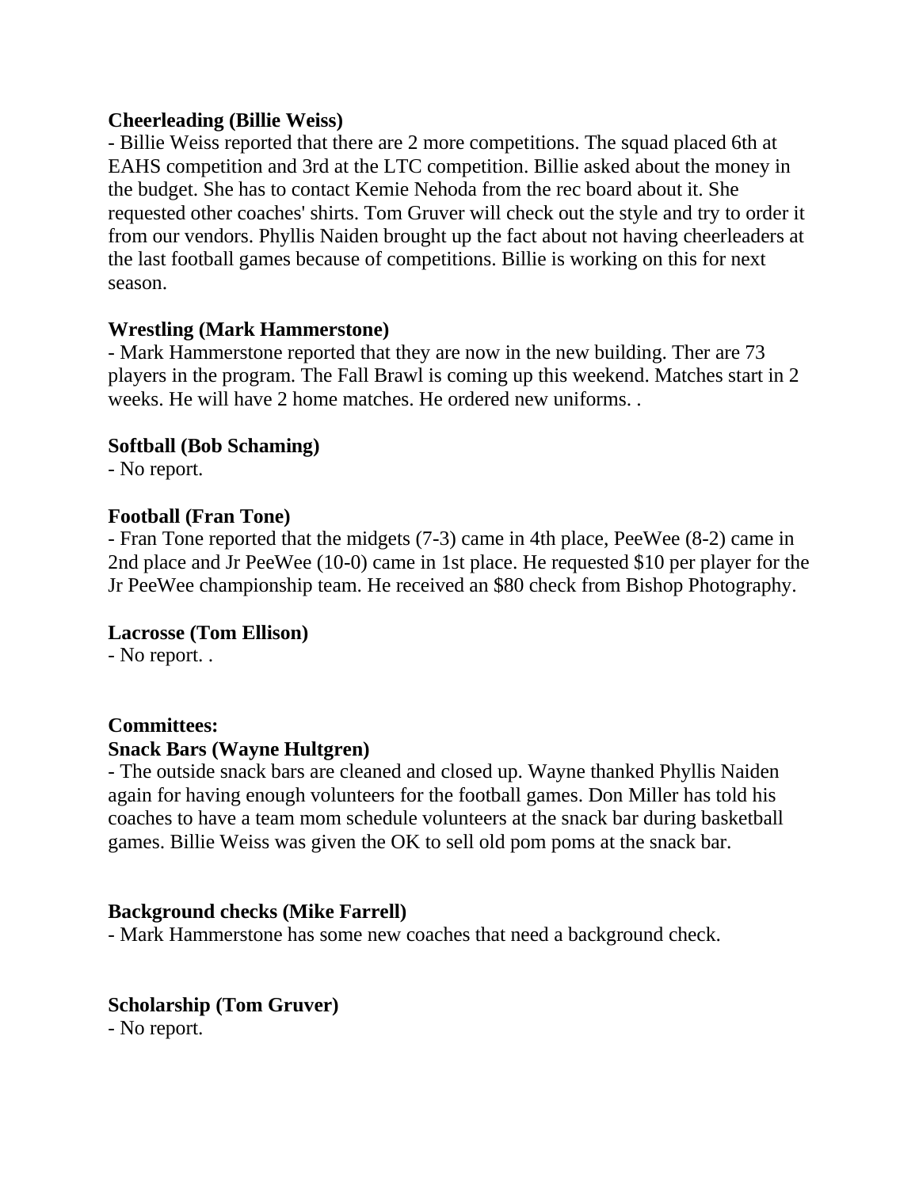**Cheerleading (Billie Weiss)**

- Billie Weiss reported that there are 2 more competitions. The squad placed 6th at EAHS competition and 3rd at the LTC competition. Billie asked about the money in the budget. She has to contact Kemie Nehoda from the rec board about it. She requested other coaches' shirts. Tom Gruver will check out the style and try to order it from our vendors. Phyllis Naiden brought up the fact about not having cheerleaders at the last football games because of competitions. Billie is working on this for next season.

**Wrestling (Mark Hammerstone)**

- Mark Hammerstone reported that they are now in the new building. Ther are 73 players in the program. The Fall Brawl is coming up this weekend. Matches start in 2 weeks. He will have 2 home matches. He ordered new uniforms. .

**Softball (Bob Schaming)**

- No report.

**Football (Fran Tone)**

- Fran Tone reported that the midgets (7-3) came in 4th place, PeeWee (8-2) came in 2nd place and Jr PeeWee (10-0) came in 1st place. He requested $10 per player for the Jr PeeWee championship team. He received an $80 check from Bishop Photography.

**Lacrosse (Tom Ellison)**

- No report. .

**Committees:**

**Snack Bars (Wayne Hultgren)**

- The outside snack bars are cleaned and closed up. Wayne thanked Phyllis Naiden again for having enough volunteers for the football games. Don Miller has told his coaches to have a team mom schedule volunteers at the snack bar during basketball games. Billie Weiss was given the OK to sell old pom poms at the snack bar.

**Background checks (Mike Farrell)**

- Mark Hammerstone has some new coaches that need a background check.

**Scholarship (Tom Gruver)**

- No report.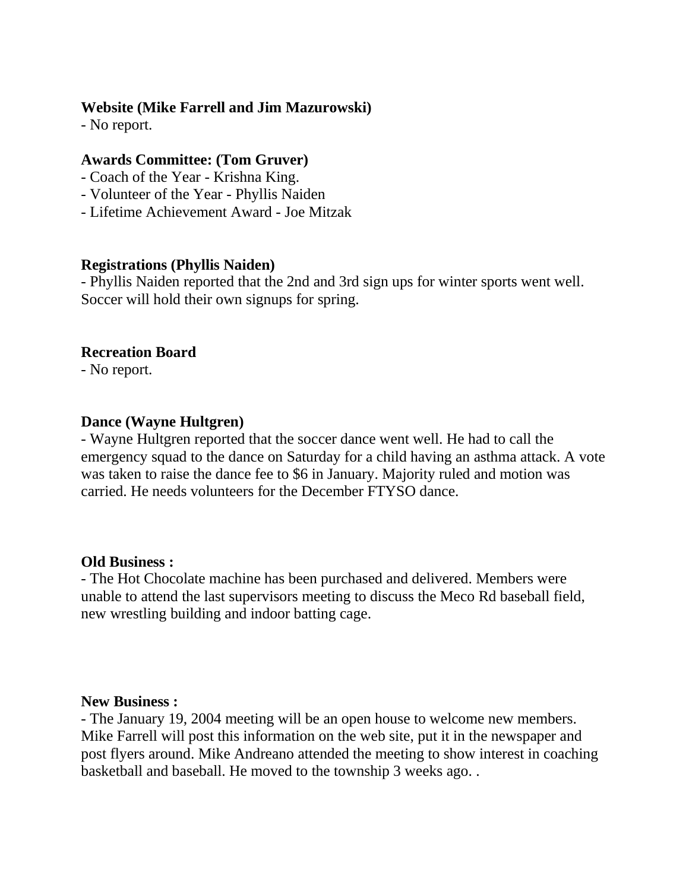**Website (Mike Farrell and Jim Mazurowski)**
- No report.

**Awards Committee: (Tom Gruver)**
- Coach of the Year - Krishna King.
- Volunteer of the Year - Phyllis Naiden
- Lifetime Achievement Award - Joe Mitzak

**Registrations (Phyllis Naiden)**
- Phyllis Naiden reported that the 2nd and 3rd sign ups for winter sports went well. Soccer will hold their own signups for spring.

**Recreation Board**
- No report.

**Dance (Wayne Hultgren)**
- Wayne Hultgren reported that the soccer dance went well. He had to call the emergency squad to the dance on Saturday for a child having an asthma attack. A vote was taken to raise the dance fee to $6 in January. Majority ruled and motion was carried. He needs volunteers for the December FTYSO dance.

**Old Business :**
- The Hot Chocolate machine has been purchased and delivered. Members were unable to attend the last supervisors meeting to discuss the Meco Rd baseball field, new wrestling building and indoor batting cage.

**New Business :**
- The January 19, 2004 meeting will be an open house to welcome new members. Mike Farrell will post this information on the web site, put it in the newspaper and post flyers around. Mike Andreano attended the meeting to show interest in coaching basketball and baseball. He moved to the township 3 weeks ago. .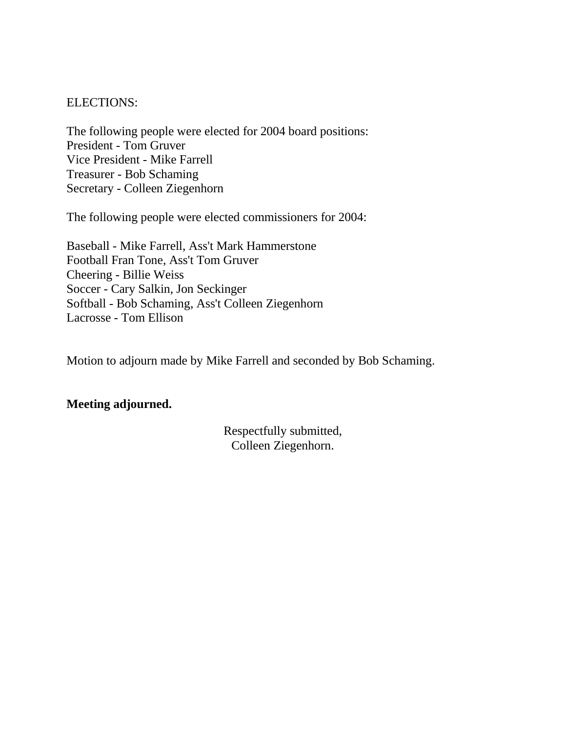ELECTIONS:

The following people were elected for 2004 board positions:
President - Tom Gruver
Vice President - Mike Farrell
Treasurer - Bob Schaming
Secretary - Colleen Ziegenhorn

The following people were elected commissioners for 2004:

Baseball - Mike Farrell, Ass't Mark Hammerstone
Football Fran Tone, Ass't Tom Gruver
Cheering - Billie Weiss
Soccer - Cary Salkin, Jon Seckinger
Softball - Bob Schaming, Ass't Colleen Ziegenhorn
Lacrosse - Tom Ellison

Motion to adjourn made by Mike Farrell and seconded by Bob Schaming.

**Meeting adjourned.**

Respectfully submitted,
Colleen Ziegenhorn.